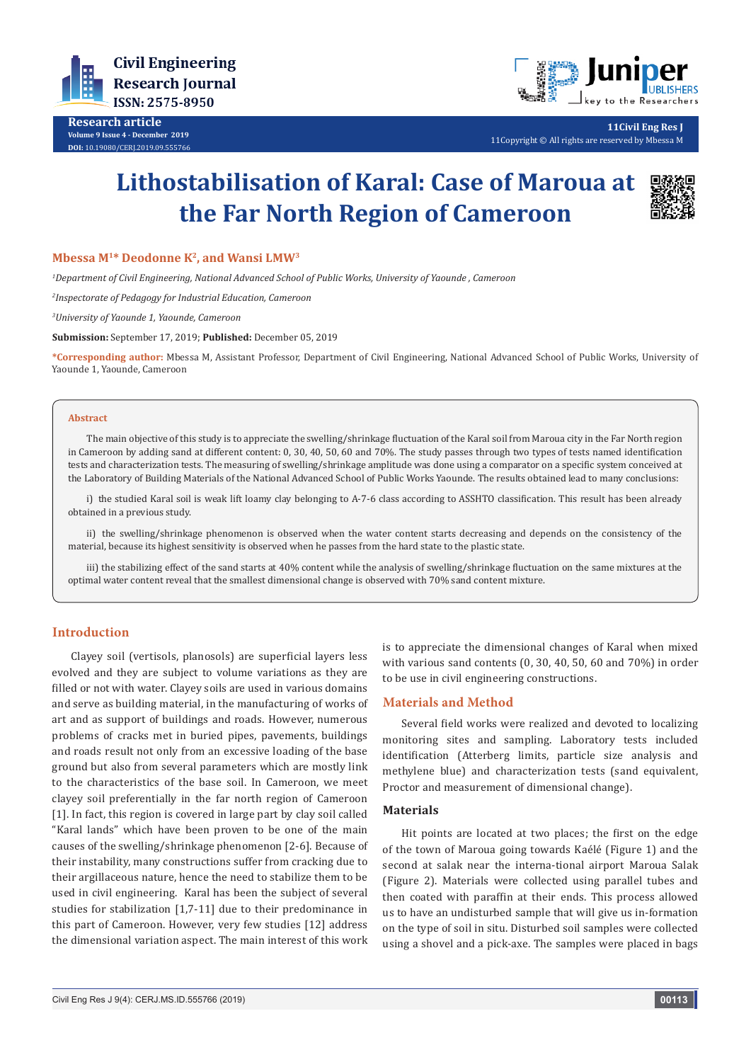# Lithostabilisation of Karal: Case of Maroua at the Far North Region of Cameroon

**Mbessa M[1]* Deodonne K[2], and Wansi LMW[3]**

*[1]Department of Civil Engineering, National Advanced School of Public Works, University of Yaounde , Cameroon*

*[2]Inspectorate of Pedagogy for Industrial Education, Cameroon*

*[3]University of Yaounde 1, Yaounde, Cameroon*

**Submission:** September 17, 2019; **Published:** December 05, 2019

***Corresponding author:** Mbessa M, Assistant Professor, Department of Civil Engineering, National Advanced School of Public Works, University of Yaounde 1, Yaounde, Cameroon

## Abstract

The main objective of this study is to appreciate the swelling/shrinkage fluctuation of the Karal soil from Maroua city in the Far North region in Cameroon by adding sand at different content: 0, 30, 40, 50, 60 and 70%. The study passes through two types of tests named identification tests and characterization tests. The measuring of swelling/shrinkage amplitude was done using a comparator on a specific system conceived at the Laboratory of Building Materials of the National Advanced School of Public Works Yaounde. The results obtained lead to many conclusions:

i) the studied Karal soil is weak lift loamy clay belonging to A-7-6 class according to ASSHTO classification. This result has been already obtained in a previous study.

ii) the swelling/shrinkage phenomenon is observed when the water content starts decreasing and depends on the consistency of the material, because its highest sensitivity is observed when he passes from the hard state to the plastic state.

iii) the stabilizing effect of the sand starts at 40% content while the analysis of swelling/shrinkage fluctuation on the same mixtures at the optimal water content reveal that the smallest dimensional change is observed with 70% sand content mixture.

## Introduction

Clayey soil (vertisols, planosols) are superficial layers less evolved and they are subject to volume variations as they are filled or not with water. Clayey soils are used in various domains and serve as building material, in the manufacturing of works of art and as support of buildings and roads. However, numerous problems of cracks met in buried pipes, pavements, buildings and roads result not only from an excessive loading of the base ground but also from several parameters which are mostly link to the characteristics of the base soil. In Cameroon, we meet clayey soil preferentially in the far north region of Cameroon [1]. In fact, this region is covered in large part by clay soil called "Karal lands" which have been proven to be one of the main causes of the swelling/shrinkage phenomenon [2-6]. Because of their instability, many constructions suffer from cracking due to their argillaceous nature, hence the need to stabilize them to be used in civil engineering. Karal has been the subject of several studies for stabilization [1,7-11] due to their predominance in this part of Cameroon. However, very few studies [12] address the dimensional variation aspect. The main interest of this work is to appreciate the dimensional changes of Karal when mixed with various sand contents (0, 30, 40, 50, 60 and 70%) in order to be use in civil engineering constructions.

## Materials and Method

Several field works were realized and devoted to localizing monitoring sites and sampling. Laboratory tests included identification (Atterberg limits, particle size analysis and methylene blue) and characterization tests (sand equivalent, Proctor and measurement of dimensional change).

### Materials

Hit points are located at two places; the first on the edge of the town of Maroua going towards Kaélé (Figure 1) and the second at salak near the interna-tional airport Maroua Salak (Figure 2). Materials were collected using parallel tubes and then coated with paraffin at their ends. This process allowed us to have an undisturbed sample that will give us in-formation on the type of soil in situ. Disturbed soil samples were collected using a shovel and a pick-axe. The samples were placed in bags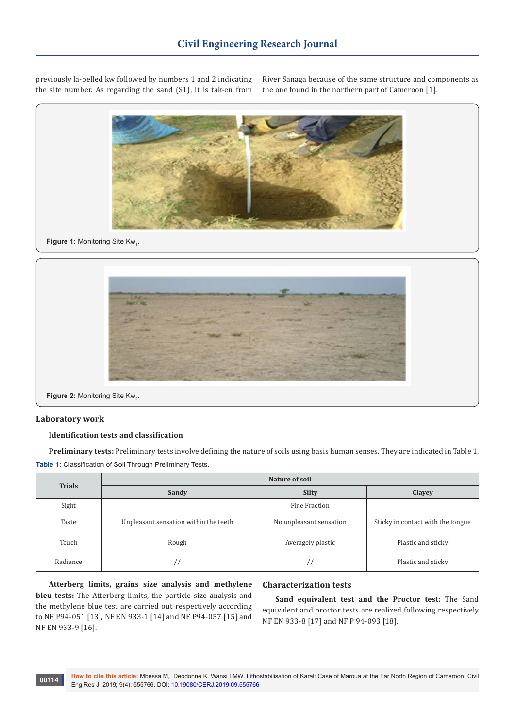previously la-belled kw followed by numbers 1 and 2 indicating the site number. As regarding the sand (S1), it is tak-en from River Sanaga because of the same structure and components as the one found in the northern part of Cameroon [1].

**Figure 1:** Monitoring Site $Kw_1$.

**Figure 2:** Monitoring Site $Kw_2$.

## Laboratory work

### Identification tests and classification

**Preliminary tests:** Preliminary tests involve defining the nature of soils using basis human senses. They are indicated in Table 1.

**Table 1:** Classification of Soil Through Preliminary Tests.

| Trials | Nature of soil | | |
|---|---|---|---|
| | Sandy | Silty | Clayey |
| Sight | | Fine Fraction | |
| Taste | Unpleasant sensation within the teeth | No unpleasant sensation | Sticky in contact with the tongue |
| Touch | Rough | Averagely plastic | Plastic and sticky |
| Radiance | // | // | Plastic and sticky |

**Atterberg limits, grains size analysis and methylene bleu tests:** The Atterberg limits, the particle size analysis and the methylene blue test are carried out respectively according to NF P94-051 [13], NF EN 933-1 [14] and NF P94-057 [15] and NF EN 933-9 [16].

### Characterization tests

**Sand equivalent test and the Proctor test:** The Sand equivalent and proctor tests are realized following respectively NF EN 933-8 [17] and NF P 94-093 [18].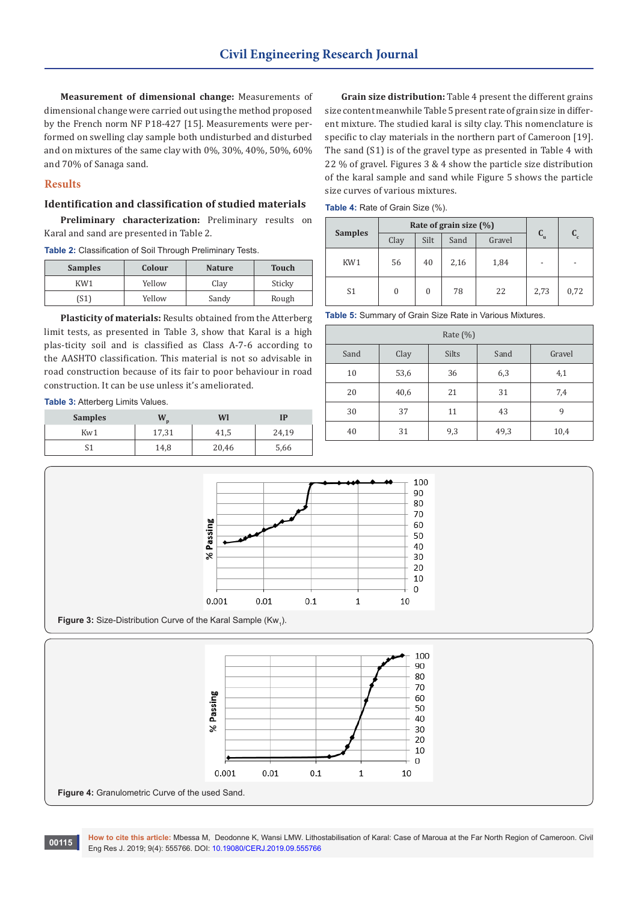**Measurement of dimensional change:** Measurements of dimensional change were carried out using the method proposed by the French norm NF P18-427 [15]. Measurements were performed on swelling clay sample both undisturbed and disturbed and on mixtures of the same clay with 0%, 30%, 40%, 50%, 60% and 70% of Sanaga sand.

## Results

### Identification and classification of studied materials

**Preliminary characterization:** Preliminary results on Karal and sand are presented in Table 2.

**Table 2:** Classification of Soil Through Preliminary Tests.

| Samples | Colour | Nature | Touch |
|---|---|---|---|
| KW1 | Yellow | Clay | Sticky |
| (S1) | Yellow | Sandy | Rough |

**Plasticity of materials:** Results obtained from the Atterberg limit tests, as presented in Table 3, show that Karal is a high plas-ticity soil and is classified as Class A-7-6 according to the AASHTO classification. This material is not so advisable in road construction because of its fair to poor behaviour in road construction. It can be use unless it's ameliorated.

**Table 3:** Atterberg Limits Values.

| Samples | $W_p$ | Wl | IP |
|---|---|---|---|
| Kw1 | 17,31 | 41,5 | 24,19 |
| S1 | 14,8 | 20,46 | 5,66 |

**Grain size distribution:** Table 4 present the different grains size content meanwhile Table 5 present rate of grain size in different mixture. The studied karal is silty clay. This nomenclature is specific to clay materials in the northern part of Cameroon [19]. The sand (S1) is of the gravel type as presented in Table 4 with 22 % of gravel. Figures 3 & 4 show the particle size distribution of the karal sample and sand while Figure 5 shows the particle size curves of various mixtures.

**Table 4:** Rate of Grain Size (%).

| Samples | Rate of grain size (%) | | | | $C_u$ | $C_c$ |
|---|---|---|---|---|---|---|
| | Clay | Silt | Sand | Gravel | | |
| KW1 | 56 | 40 | 2,16 | 1,84 | - | - |
| S1 | 0 | 0 | 78 | 22 | 2,73 | 0,72 |

**Table 5:** Summary of Grain Size Rate in Various Mixtures.

| Rate (%) | | | | |
|---|---|---|---|---|
| Sand | Clay | Silts | Sand | Gravel |
| 10 | 53,6 | 36 | 6,3 | 4,1 |
| 20 | 40,6 | 21 | 31 | 7,4 |
| 30 | 37 | 11 | 43 | 9 |
| 40 | 31 | 9,3 | 49,3 | 10,4 |

**Figure 3:** Size-Distribution Curve of the Karal Sample ($Kw_1$).

**Figure 4:** Granulometric Curve of the used Sand.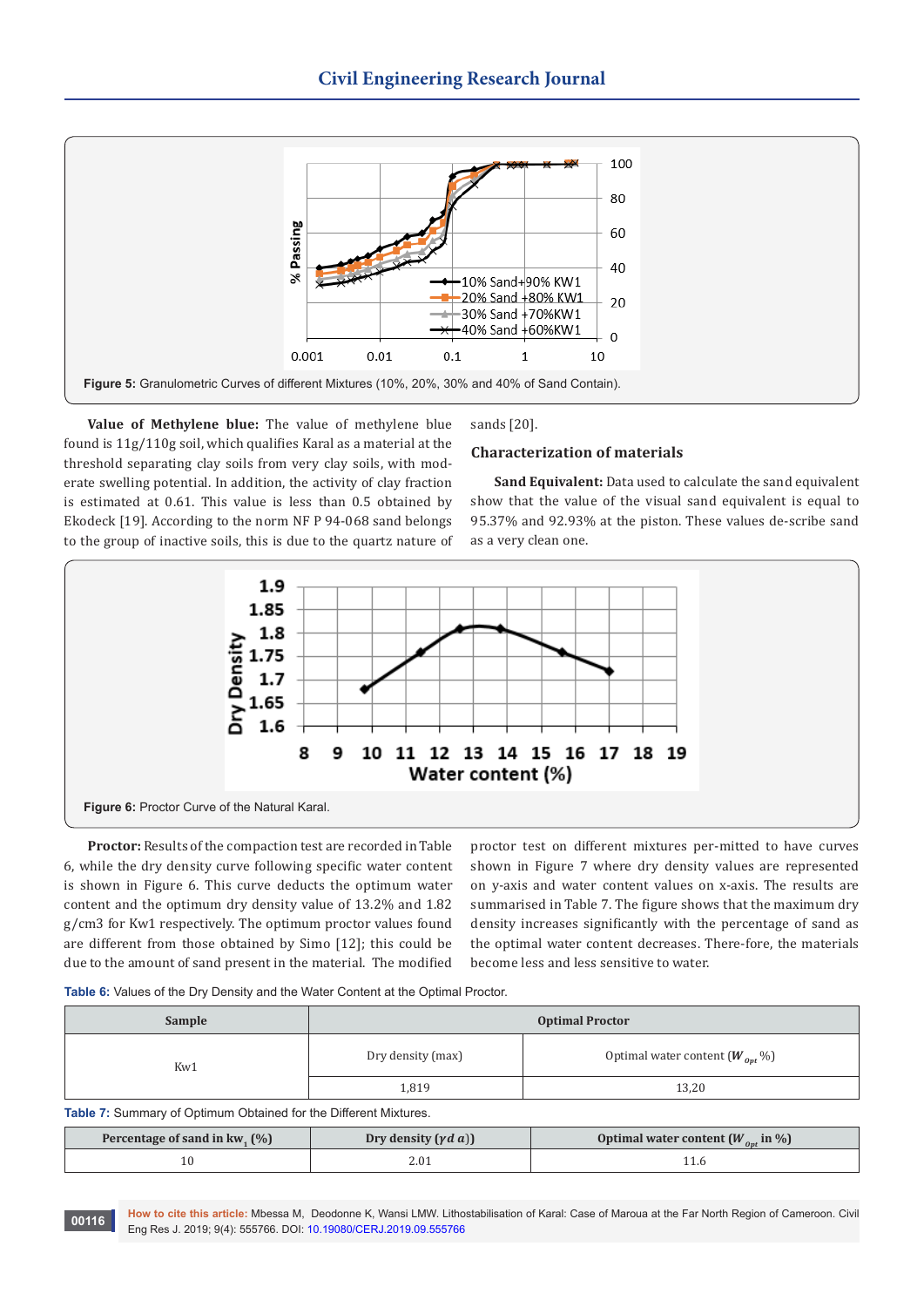Figure 5: Granulometric Curves of different Mixtures (10%, 20%, 30% and 40% of Sand Contain).

**Value of Methylene blue:** The value of methylene blue found is 11g/110g soil, which qualifies Karal as a material at the threshold separating clay soils from very clay soils, with moderate swelling potential. In addition, the activity of clay fraction is estimated at 0.61. This value is less than 0.5 obtained by Ekodeck [19]. According to the norm NF P 94-068 sand belongs to the group of inactive soils, this is due to the quartz nature of sands [20].

### Characterization of materials

**Sand Equivalent:** Data used to calculate the sand equivalent show that the value of the visual sand equivalent is equal to 95.37% and 92.93% at the piston. These values de-scribe sand as a very clean one.

Figure 6: Proctor Curve of the Natural Karal.

**Proctor:** Results of the compaction test are recorded in Table 6, while the dry density curve following specific water content is shown in Figure 6. This curve deducts the optimum water content and the optimum dry density value of 13.2% and 1.82 g/cm3 for Kw1 respectively. The optimum proctor values found are different from those obtained by Simo [12]; this could be due to the amount of sand present in the material. The modified proctor test on different mixtures per-mitted to have curves shown in Figure 7 where dry density values are represented on y-axis and water content values on x-axis. The results are summarised in Table 7. The figure shows that the maximum dry density increases significantly with the percentage of sand as the optimal water content decreases. There-fore, the materials become less and less sensitive to water.

**Table 6:** Values of the Dry Density and the Water Content at the Optimal Proctor.

| Sample | Optimal Proctor | |
|---|---|---|
| Kw1 | Dry density (max) | Optimal water content ($W_{Opt}$ %) |
| | 1,819 | 13,20 |

**Table 7:** Summary of Optimum Obtained for the Different Mixtures.

| Percentage of sand in kw$_1$ (%) | Dry density ($\gamma d\ a$)) | Optimal water content ($W_{Opt}$ in %) |
|---|---|---|
| 10 | 2.01 | 11.6 |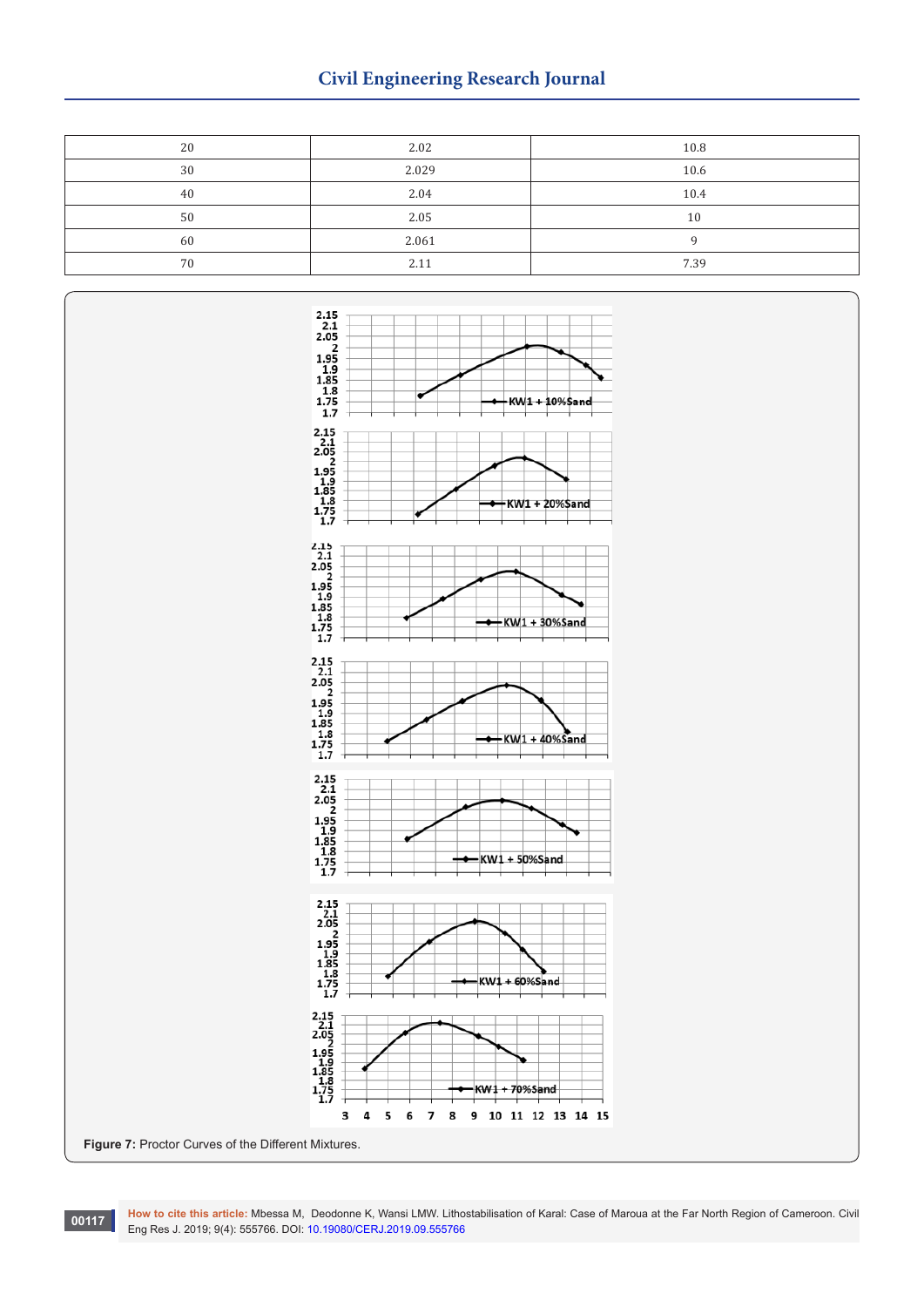| 20 | 2.02 | 10.8 |
|---|---|---|
| 30 | 2.029 | 10.6 |
| 40 | 2.04 | 10.4 |
| 50 | 2.05 | 10 |
| 60 | 2.061 | 9 |
| 70 | 2.11 | 7.39 |

**Figure 7:** Proctor Curves of the Different Mixtures.

**How to cite this article:** Mbessa M, Deodonne K, Wansi LMW. Lithostabilisation of Karal: Case of Maroua at the Far North Region of Cameroon. Civil Eng Res J. 2019; 9(4): 555766. DOI: 10.19080/CERJ.2019.09.555766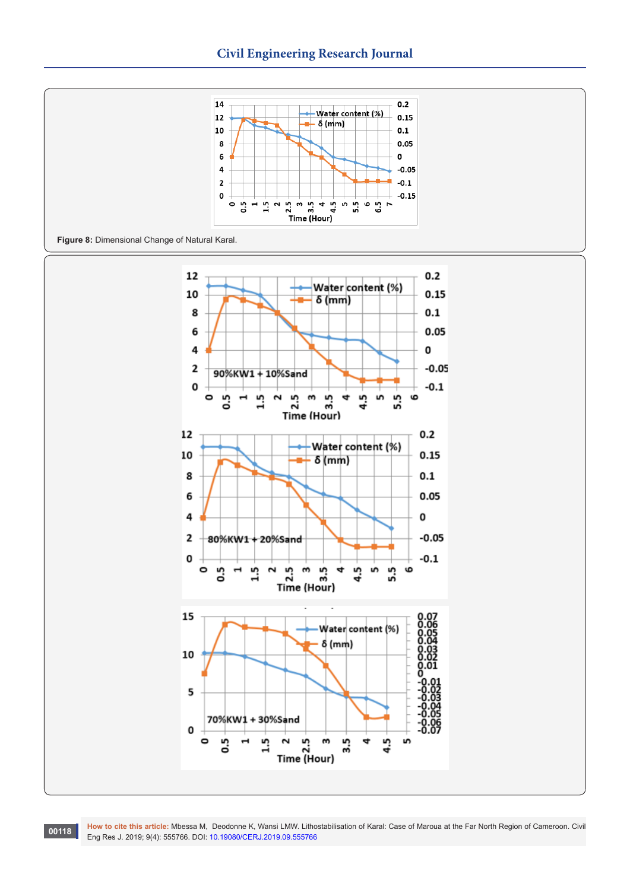**Figure 8:** Dimensional Change of Natural Karal.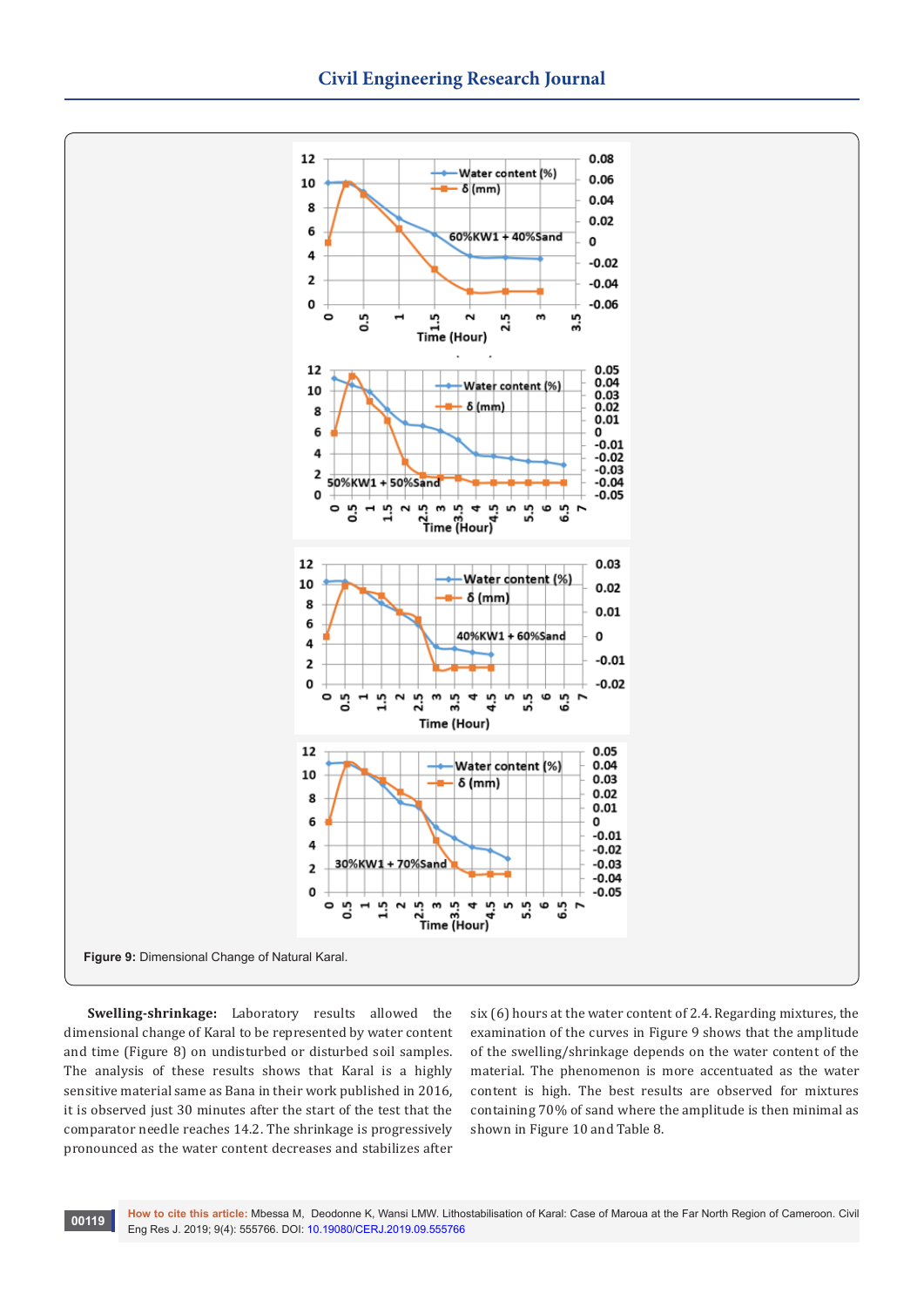Figure 9: Dimensional Change of Natural Karal.

**Swelling-shrinkage:** Laboratory results allowed the dimensional change of Karal to be represented by water content and time (Figure 8) on undisturbed or disturbed soil samples. The analysis of these results shows that Karal is a highly sensitive material same as Bana in their work published in 2016, it is observed just 30 minutes after the start of the test that the comparator needle reaches 14.2. The shrinkage is progressively pronounced as the water content decreases and stabilizes after six (6) hours at the water content of 2.4. Regarding mixtures, the examination of the curves in Figure 9 shows that the amplitude of the swelling/shrinkage depends on the water content of the material. The phenomenon is more accentuated as the water content is high. The best results are observed for mixtures containing 70% of sand where the amplitude is then minimal as shown in Figure 10 and Table 8.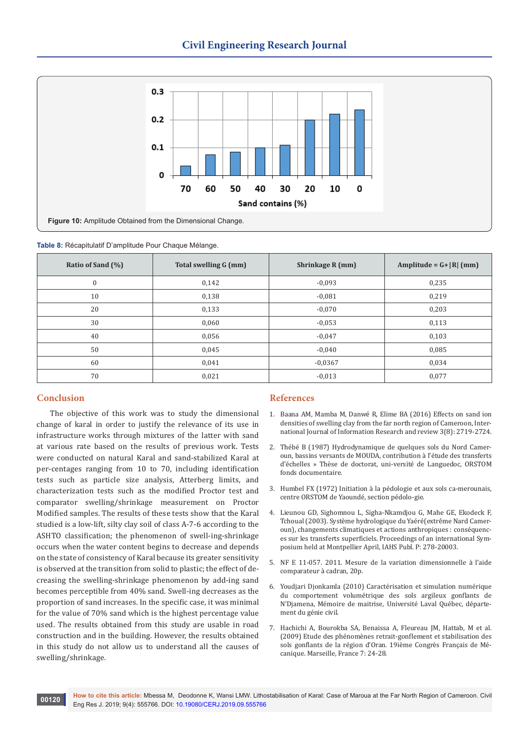Figure 10: Amplitude Obtained from the Dimensional Change.

Table 8: Récapitulatif D'amplitude Pour Chaque Mélange.

| Ratio of Sand (%) | Total swelling G (mm) | Shrinkage R (mm) | Amplitude = G+\|R\| (mm) |
|---|---|---|---|
| 0 | 0,142 | -0,093 | 0,235 |
| 10 | 0,138 | -0,081 | 0,219 |
| 20 | 0,133 | -0,070 | 0,203 |
| 30 | 0,060 | -0,053 | 0,113 |
| 40 | 0,056 | -0,047 | 0,103 |
| 50 | 0,045 | -0,040 | 0,085 |
| 60 | 0,041 | -0,0367 | 0,034 |
| 70 | 0,021 | -0,013 | 0,077 |

## Conclusion

The objective of this work was to study the dimensional change of karal in order to justify the relevance of its use in infrastructure works through mixtures of the latter with sand at various rate based on the results of previous work. Tests were conducted on natural Karal and sand-stabilized Karal at per-centages ranging from 10 to 70, including identification tests such as particle size analysis, Atterberg limits, and characterization tests such as the modified Proctor test and comparator swelling/shrinkage measurement on Proctor Modified samples. The results of these tests show that the Karal studied is a low-lift, silty clay soil of class A-7-6 according to the ASHTO classification; the phenomenon of swell-ing-shrinkage occurs when the water content begins to decrease and depends on the state of consistency of Karal because its greater sensitivity is observed at the transition from solid to plastic; the effect of de-creasing the swelling-shrinkage phenomenon by add-ing sand becomes perceptible from 40% sand. Swell-ing decreases as the proportion of sand increases. In the specific case, it was minimal for the value of 70% sand which is the highest percentage value used. The results obtained from this study are usable in road construction and in the building. However, the results obtained in this study do not allow us to understand all the causes of swelling/shrinkage.

## References

1. Baana AM, Mamba M, Danwé R, Elime BA (2016) Effects on sand ion densities of swelling clay from the far north region of Cameroon, International Journal of Information Research and review 3(8): 2719-2724.
2. Thébé B (1987) Hydrodynamique de quelques sols du Nord Cameroun, bassins versants de MOUDA, contribution à l'étude des transferts d'échelles » Thèse de doctorat, uni-versité de Languedoc, ORSTOM fonds documentaire.
3. Humbel FX (1972) Initiation à la pédologie et aux sols ca-merounais, centre ORSTOM de Yaoundé, section pédolo-gie.
4. Lieunou GD, Sighomnou L, Sigha-Nkamdjou G, Mahe GE, Ekodeck F, Tchoual (2003). Système hydrologique du Yaéré(extrême Nard Cameroun), changements climatiques et actions anthropiques : conséquences sur les transferts superficiels. Proceedings of an international Symposium held at Montpellier April, IAHS Publ. P: 278-20003.
5. NF E 11-057. 2011. Mesure de la variation dimensionnelle à l'aide comparateur à cadran, 20p.
6. Youdjari Djonkamla (2010) Caractérisation et simulation numérique du comportement volumétrique des sols argileux gonflants de N'Djamena, Mémoire de maitrise, Université Laval Québec, département du génie civil.
7. Hachichi A, Bourokba SA, Benaissa A, Fleureau JM, Hattab, M et al. (2009) Etude des phénomènes retrait-gonflement et stabilisation des sols gonflants de la région d'Oran. 19ième Congrès Français de Mécanique. Marseille, France 7: 24-28.

**How to cite this article:** Mbessa M, Deodonne K, Wansi LMW. Lithostabilisation of Karal: Case of Maroua at the Far North Region of Cameroon. Civil Eng Res J. 2019; 9(4): 555766. DOI: 10.19080/CERJ.2019.09.555766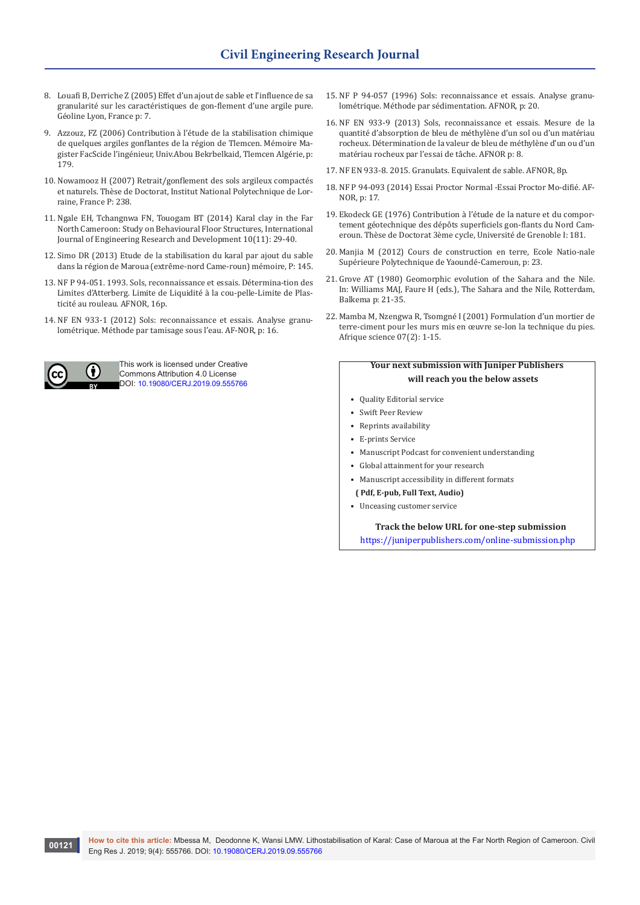8. Louafi B, Derriche Z (2005) Effet d'un ajout de sable et l'influence de sa granularité sur les caractéristiques de gon-flement d'une argile pure. Géoline Lyon, France p: 7.

9. Azzouz, FZ (2006) Contribution à l'étude de la stabilisation chimique de quelques argiles gonflantes de la région de Tlemcen. Mémoire Magister FacScide l'ingénieur, Univ.Abou Bekrbelkaid, Tlemcen Algérie, p: 179.

10. Nowamooz H (2007) Retrait/gonflement des sols argileux compactés et naturels. Thèse de Doctorat, Institut National Polytechnique de Lorraine, France P: 238.

11. Ngale EH, Tchangnwa FN, Touogam BT (2014) Karal clay in the Far North Cameroon: Study on Behavioural Floor Structures, International Journal of Engineering Research and Development 10(11): 29-40.

12. Simo DR (2013) Etude de la stabilisation du karal par ajout du sable dans la région de Maroua (extrême-nord Came-roun) mémoire, P: 145.

13. NF P 94-051. 1993. Sols, reconnaissance et essais. Détermina-tion des Limites d'Atterberg. Limite de Liquidité à la cou-pelle-Limite de Plasticité au rouleau. AFNOR, 16p.

14. NF EN 933-1 (2012) Sols: reconnaissance et essais. Analyse granulométrique. Méthode par tamisage sous l'eau. AF-NOR, p: 16.

15. NF P 94-057 (1996) Sols: reconnaissance et essais. Analyse granulométrique. Méthode par sédimentation. AFNOR, p: 20.

16. NF EN 933-9 (2013) Sols, reconnaissance et essais. Mesure de la quantité d'absorption de bleu de méthylène d'un sol ou d'un matériau rocheux. Détermination de la valeur de bleu de méthylène d'un ou d'un matériau rocheux par l'essai de tâche. AFNOR p: 8.

17. NF EN 933-8. 2015. Granulats. Equivalent de sable. AFNOR, 8p.

18. NF P 94-093 (2014) Essai Proctor Normal -Essai Proctor Mo-difié. AF-NOR, p: 17.

19. Ekodeck GE (1976) Contribution à l'étude de la nature et du comportement géotechnique des dépôts superficiels gon-flants du Nord Cameroun. Thèse de Doctorat 3ème cycle, Université de Grenoble I: 181.

20. Manjia M (2012) Cours de construction en terre, Ecole Natio-nale Supérieure Polytechnique de Yaoundé-Cameroun, p: 23.

21. Grove AT (1980) Geomorphic evolution of the Sahara and the Nile. In: Williams MAJ, Faure H (eds.), The Sahara and the Nile, Rotterdam, Balkema p: 21-35.

22. Mamba M, Nzengwa R, Tsomgné I (2001) Formulation d'un mortier de terre-ciment pour les murs mis en œuvre se-lon la technique du pies. Afrique science 07(2): 1-15.

This work is licensed under Creative Commons Attribution 4.0 License
DOI: 10.19080/CERJ.2019.09.555766

**Your next submission with Juniper Publishers will reach you the below assets**

- Quality Editorial service
- Swift Peer Review
- Reprints availability
- E-prints Service
- Manuscript Podcast for convenient understanding
- Global attainment for your research
- Manuscript accessibility in different formats

**( Pdf, E-pub, Full Text, Audio)**

- Unceasing customer service

**Track the below URL for one-step submission**
https://juniperpublishers.com/online-submission.php